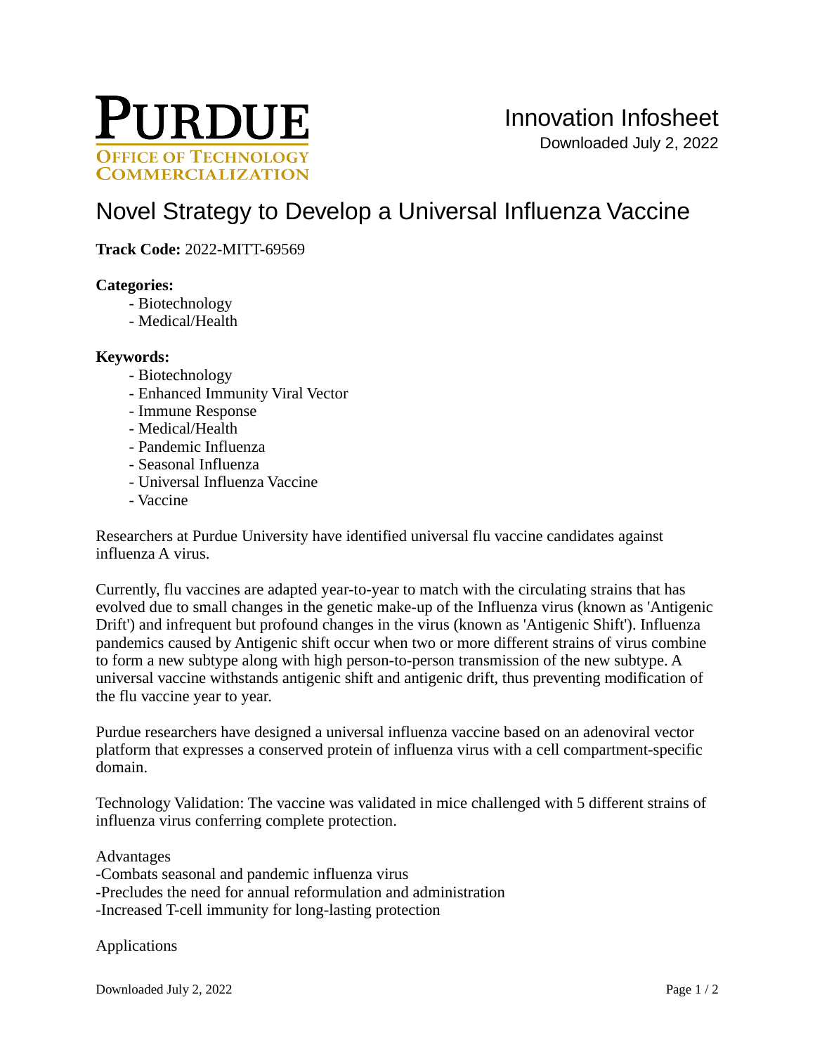PURDUE
OFFICE OF TECHNOLOGY COMMERCIALIZATION

Innovation Infosheet
Downloaded July 2, 2022

# Novel Strategy to Develop a Universal Influenza Vaccine

**Track Code:** 2022-MITT-69569

**Categories:**

- Biotechnology
- Medical/Health

**Keywords:**

- Biotechnology
- Enhanced Immunity Viral Vector
- Immune Response
- Medical/Health
- Pandemic Influenza
- Seasonal Influenza
- Universal Influenza Vaccine
- Vaccine

Researchers at Purdue University have identified universal flu vaccine candidates against influenza A virus.

Currently, flu vaccines are adapted year-to-year to match with the circulating strains that has evolved due to small changes in the genetic make-up of the Influenza virus (known as 'Antigenic Drift') and infrequent but profound changes in the virus (known as 'Antigenic Shift'). Influenza pandemics caused by Antigenic shift occur when two or more different strains of virus combine to form a new subtype along with high person-to-person transmission of the new subtype. A universal vaccine withstands antigenic shift and antigenic drift, thus preventing modification of the flu vaccine year to year.

Purdue researchers have designed a universal influenza vaccine based on an adenoviral vector platform that expresses a conserved protein of influenza virus with a cell compartment-specific domain.

Technology Validation: The vaccine was validated in mice challenged with 5 different strains of influenza virus conferring complete protection.

Advantages

- Combats seasonal and pandemic influenza virus
- Precludes the need for annual reformulation and administration
- Increased T-cell immunity for long-lasting protection

Applications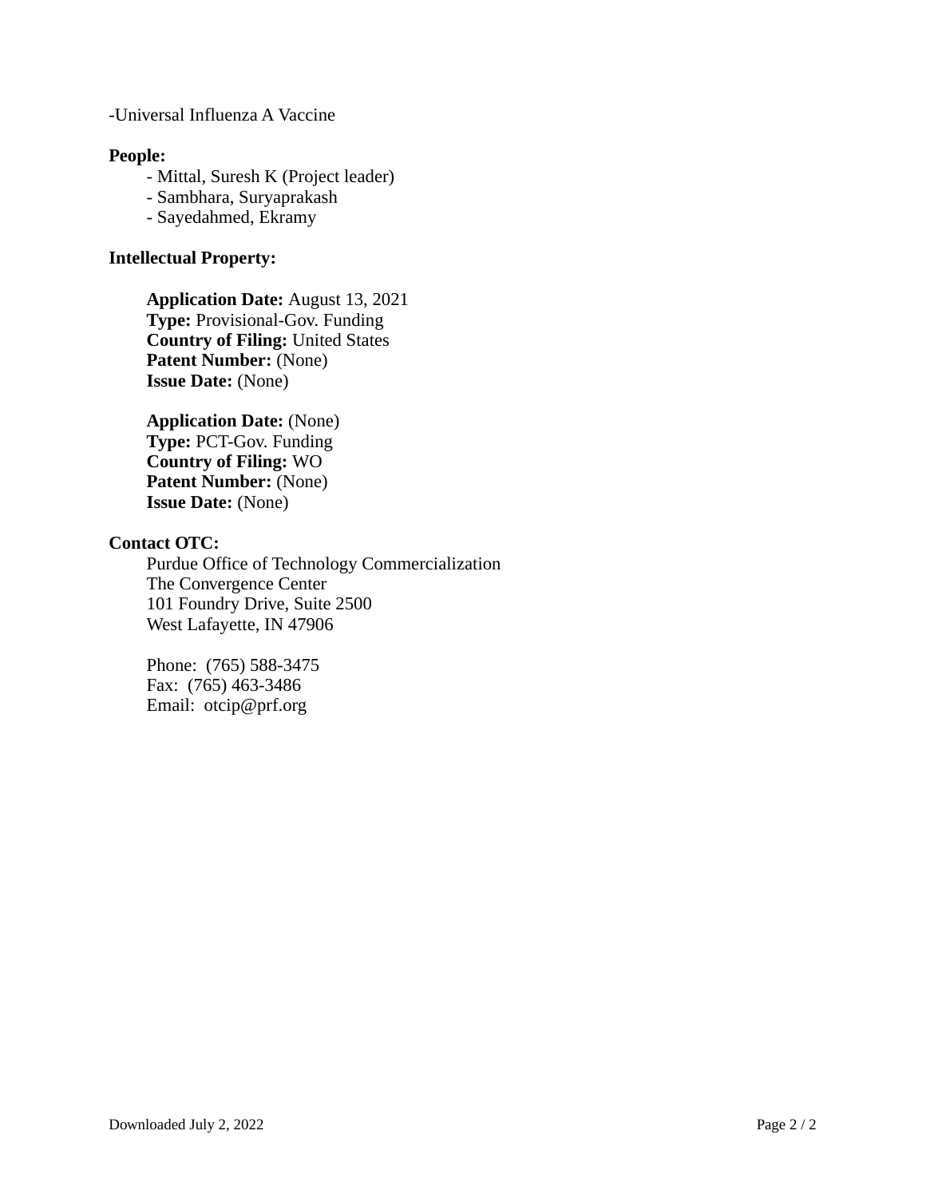-Universal Influenza A Vaccine

**People:**

- Mittal, Suresh K (Project leader)
- Sambhara, Suryaprakash
- Sayedahmed, Ekramy

**Intellectual Property:**

**Application Date:** August 13, 2021
**Type:** Provisional-Gov. Funding
**Country of Filing:** United States
**Patent Number:** (None)
**Issue Date:** (None)

**Application Date:** (None)
**Type:** PCT-Gov. Funding
**Country of Filing:** WO
**Patent Number:** (None)
**Issue Date:** (None)

**Contact OTC:**

Purdue Office of Technology Commercialization
The Convergence Center
101 Foundry Drive, Suite 2500
West Lafayette, IN 47906

Phone: (765) 588-3475
Fax: (765) 463-3486
Email: otcip@prf.org

Downloaded July 2, 2022